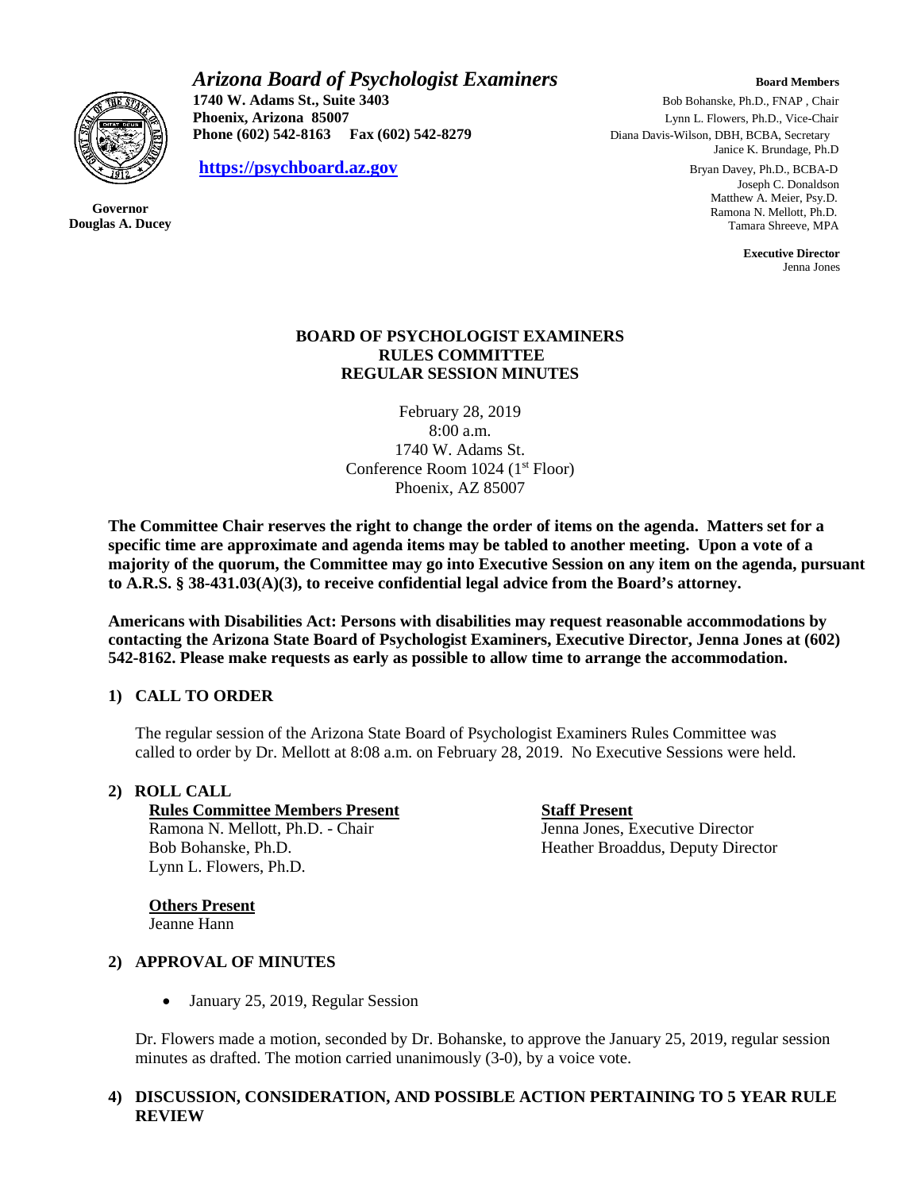# *Arizona Board of Psychologist Examiners*

**1740 W. Adams St., Suite 3403**
**Phoenix, Arizona 85007**
**Phone (602) 542-8163 Fax (602) 542-8279**

**https://psychboard.az.gov**

**Governor**
**Douglas A. Ducey**

**Board Members**
Bob Bohanske, Ph.D., FNAP , Chair
Lynn L. Flowers, Ph.D., Vice-Chair
Diana Davis-Wilson, DBH, BCBA, Secretary
Janice K. Brundage, Ph.D
Bryan Davey, Ph.D., BCBA-D
Joseph C. Donaldson
Matthew A. Meier, Psy.D.
Ramona N. Mellott, Ph.D.
Tamara Shreeve, MPA

**Executive Director**
Jenna Jones

## BOARD OF PSYCHOLOGIST EXAMINERS RULES COMMITTEE REGULAR SESSION MINUTES

February 28, 2019
8:00 a.m.
1740 W. Adams St.
Conference Room 1024 (1st Floor)
Phoenix, AZ 85007

**The Committee Chair reserves the right to change the order of items on the agenda. Matters set for a specific time are approximate and agenda items may be tabled to another meeting. Upon a vote of a majority of the quorum, the Committee may go into Executive Session on any item on the agenda, pursuant to A.R.S. § 38-431.03(A)(3), to receive confidential legal advice from the Board's attorney.**

**Americans with Disabilities Act: Persons with disabilities may request reasonable accommodations by contacting the Arizona State Board of Psychologist Examiners, Executive Director, Jenna Jones at (602) 542-8162. Please make requests as early as possible to allow time to arrange the accommodation.**

### 1) CALL TO ORDER

The regular session of the Arizona State Board of Psychologist Examiners Rules Committee was called to order by Dr. Mellott at 8:08 a.m. on February 28, 2019. No Executive Sessions were held.

### 2) ROLL CALL

**Rules Committee Members Present**
Ramona N. Mellott, Ph.D. - Chair
Bob Bohanske, Ph.D.
Lynn L. Flowers, Ph.D.

**Staff Present**
Jenna Jones, Executive Director
Heather Broaddus, Deputy Director

**Others Present**
Jeanne Hann

### 2) APPROVAL OF MINUTES

- January 25, 2019, Regular Session

Dr. Flowers made a motion, seconded by Dr. Bohanske, to approve the January 25, 2019, regular session minutes as drafted. The motion carried unanimously (3-0), by a voice vote.

### 4) DISCUSSION, CONSIDERATION, AND POSSIBLE ACTION PERTAINING TO 5 YEAR RULE REVIEW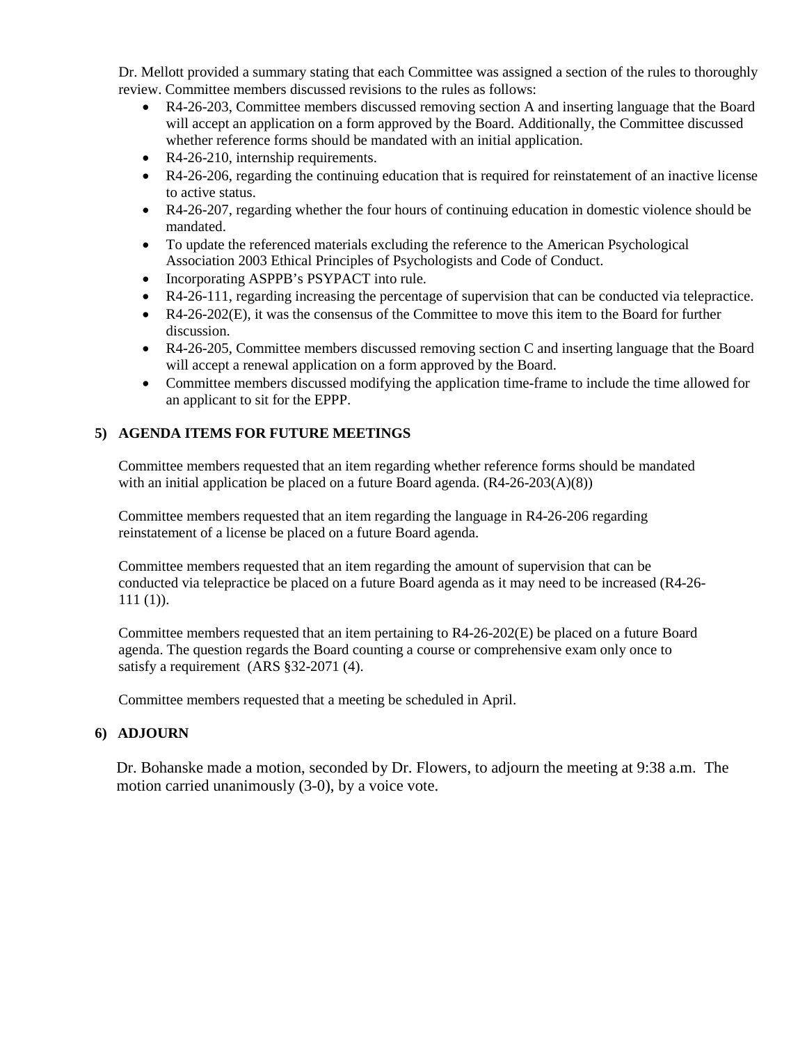Dr. Mellott provided a summary stating that each Committee was assigned a section of the rules to thoroughly review. Committee members discussed revisions to the rules as follows:

- R4-26-203, Committee members discussed removing section A and inserting language that the Board will accept an application on a form approved by the Board. Additionally, the Committee discussed whether reference forms should be mandated with an initial application.
- R4-26-210, internship requirements.
- R4-26-206, regarding the continuing education that is required for reinstatement of an inactive license to active status.
- R4-26-207, regarding whether the four hours of continuing education in domestic violence should be mandated.
- To update the referenced materials excluding the reference to the American Psychological Association 2003 Ethical Principles of Psychologists and Code of Conduct.
- Incorporating ASPPB's PSYPACT into rule.
- R4-26-111, regarding increasing the percentage of supervision that can be conducted via telepractice.
- R4-26-202(E), it was the consensus of the Committee to move this item to the Board for further discussion.
- R4-26-205, Committee members discussed removing section C and inserting language that the Board will accept a renewal application on a form approved by the Board.
- Committee members discussed modifying the application time-frame to include the time allowed for an applicant to sit for the EPPP.

## 5) AGENDA ITEMS FOR FUTURE MEETINGS

Committee members requested that an item regarding whether reference forms should be mandated with an initial application be placed on a future Board agenda. (R4-26-203(A)(8))

Committee members requested that an item regarding the language in R4-26-206 regarding reinstatement of a license be placed on a future Board agenda.

Committee members requested that an item regarding the amount of supervision that can be conducted via telepractice be placed on a future Board agenda as it may need to be increased (R4-26-111 (1)).

Committee members requested that an item pertaining to R4-26-202(E) be placed on a future Board agenda. The question regards the Board counting a course or comprehensive exam only once to satisfy a requirement (ARS §32-2071 (4).

Committee members requested that a meeting be scheduled in April.

## 6) ADJOURN

Dr. Bohanske made a motion, seconded by Dr. Flowers, to adjourn the meeting at 9:38 a.m. The motion carried unanimously (3-0), by a voice vote.